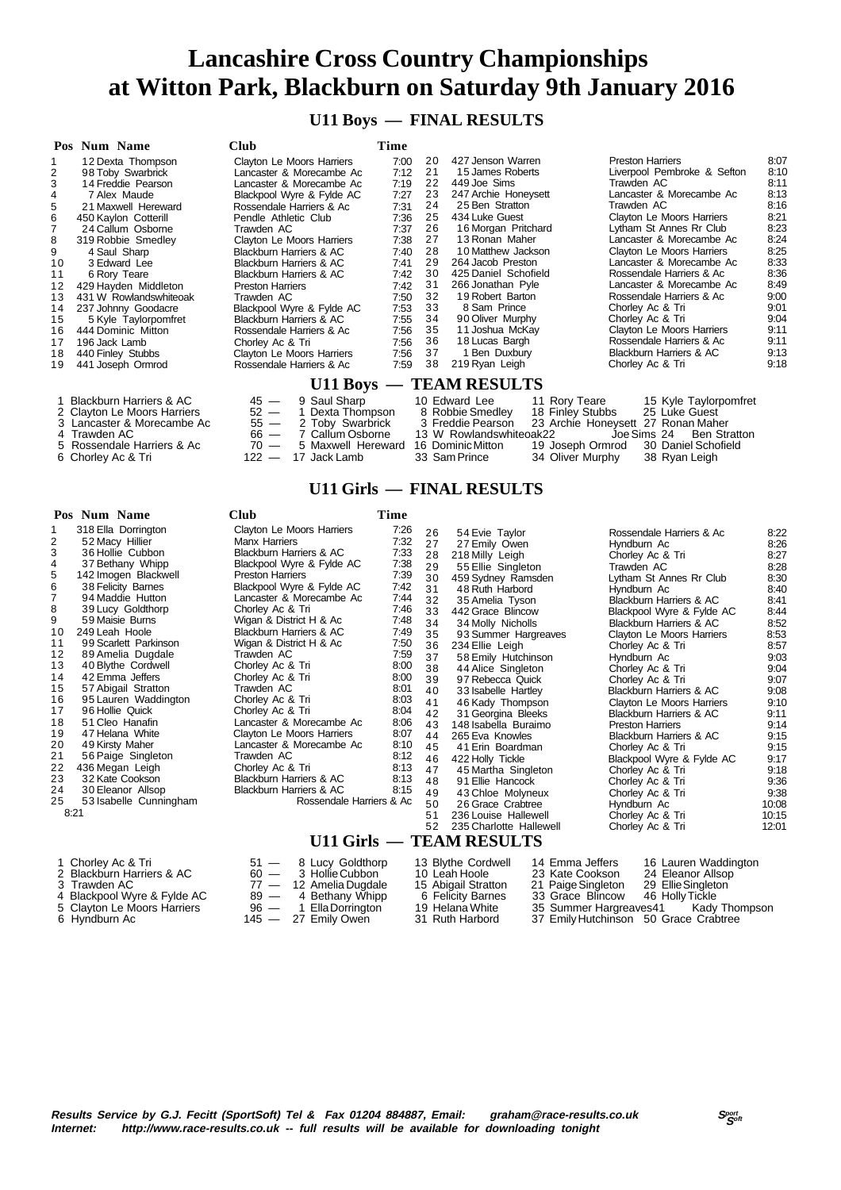# Lancashire Cross Country Championships at Witton Park, Blackburn on Saturday 9th January 2016

## U11 Boys — FINAL RESULTS

| Pos | Num | Name | Club | Time |
|---|---|---|---|---|
| 1 | 12 | Dexta Thompson | Clayton Le Moors Harriers | 7:00 |
| 2 | 98 | Toby Swarbrick | Lancaster & Morecambe Ac | 7:12 |
| 3 | 14 | Freddie Pearson | Lancaster & Morecambe Ac | 7:19 |
| 4 | 7 | Alex Maude | Blackpool Wyre & Fylde AC | 7:27 |
| 5 | 21 | Maxwell Hereward | Rossendale Harriers & Ac | 7:31 |
| 6 | 450 | Kaylon Cotterill | Pendle Athletic Club | 7:36 |
| 7 | 24 | Callum Osborne | Trawden AC | 7:37 |
| 8 | 319 | Robbie Smedley | Clayton Le Moors Harriers | 7:38 |
| 9 | 4 | Saul Sharp | Blackburn Harriers & AC | 7:40 |
| 10 | 3 | Edward Lee | Blackburn Harriers & AC | 7:41 |
| 11 | 6 | Rory Teare | Blackburn Harriers & AC | 7:42 |
| 12 | 429 | Hayden Middleton | Preston Harriers | 7:42 |
| 13 | 431 | W Rowlandswhiteoak | Trawden AC | 7:50 |
| 14 | 237 | Johnny Goodacre | Blackpool Wyre & Fylde AC | 7:53 |
| 15 | 5 | Kyle Taylorpomfret | Blackburn Harriers & AC | 7:55 |
| 16 | 444 | Dominic Mitton | Rossendale Harriers & Ac | 7:56 |
| 17 | 196 | Jack Lamb | Chorley Ac & Tri | 7:56 |
| 18 | 440 | Finley Stubbs | Clayton Le Moors Harriers | 7:56 |
| 19 | 441 | Joseph Ormrod | Rossendale Harriers & Ac | 7:59 |
| 20 | 427 | Jenson Warren | Preston Harriers | 8:07 |
| 21 | 15 | James Roberts | Liverpool Pembroke & Sefton | 8:10 |
| 22 | 449 | Joe Sims | Trawden AC | 8:11 |
| 23 | 247 | Archie Honeysett | Lancaster & Morecambe Ac | 8:13 |
| 24 | 25 | Ben Stratton | Trawden AC | 8:16 |
| 25 | 434 | Luke Guest | Clayton Le Moors Harriers | 8:21 |
| 26 | 16 | Morgan Pritchard | Lytham St Annes Rr Club | 8:23 |
| 27 | 13 | Ronan Maher | Lancaster & Morecambe Ac | 8:24 |
| 28 | 10 | Matthew Jackson | Clayton Le Moors Harriers | 8:25 |
| 29 | 264 | Jacob Preston | Lancaster & Morecambe Ac | 8:33 |
| 30 | 425 | Daniel Schofield | Rossendale Harriers & Ac | 8:36 |
| 31 | 266 | Jonathan Pyle | Lancaster & Morecambe Ac | 8:49 |
| 32 | 19 | Robert Barton | Rossendale Harriers & Ac | 9:00 |
| 33 | 8 | Sam Prince | Chorley Ac & Tri | 9:01 |
| 34 | 90 | Oliver Murphy | Chorley Ac & Tri | 9:04 |
| 35 | 11 | Joshua McKay | Clayton Le Moors Harriers | 9:11 |
| 36 | 18 | Lucas Bargh | Rossendale Harriers & Ac | 9:11 |
| 37 | 1 | Ben Duxbury | Blackburn Harriers & AC | 9:13 |
| 38 | 219 | Ryan Leigh | Chorley Ac & Tri | 9:18 |

## U11 Boys — TEAM RESULTS

| Pos | Team | Pts | Scorers |
|---|---|---|---|
| 1 | Blackburn Harriers & AC | 45 | 9 Saul Sharp, 10 Edward Lee, 11 Rory Teare, 15 Kyle Taylorpomfret |
| 2 | Clayton Le Moors Harriers | 52 | 1 Dexta Thompson, 8 Robbie Smedley, 18 Finley Stubbs, 25 Luke Guest |
| 3 | Lancaster & Morecambe Ac | 55 | 2 Toby Swarbrick, 3 Freddie Pearson, 23 Archie Honeysett, 27 Ronan Maher |
| 4 | Trawden AC | 66 | 7 Callum Osborne, 13 W Rowlandswhiteoak, 22 Joe Sims, 24 Ben Stratton |
| 5 | Rossendale Harriers & Ac | 70 | 5 Maxwell Hereward, 16 Dominic Mitton, 19 Joseph Ormrod, 30 Daniel Schofield |
| 6 | Chorley Ac & Tri | 122 | 17 Jack Lamb, 33 Sam Prince, 34 Oliver Murphy, 38 Ryan Leigh |

## U11 Girls — FINAL RESULTS

| Pos | Num | Name | Club | Time |
|---|---|---|---|---|
| 1 | 318 | Ella Dorrington | Clayton Le Moors Harriers | 7:26 |
| 2 | 52 | Macy Hillier | Manx Harriers | 7:32 |
| 3 | 36 | Hollie Cubbon | Blackburn Harriers & AC | 7:33 |
| 4 | 37 | Bethany Whipp | Blackpool Wyre & Fylde AC | 7:38 |
| 5 | 142 | Imogen Blackwell | Preston Harriers | 7:39 |
| 6 | 38 | Felicity Barnes | Blackpool Wyre & Fylde AC | 7:42 |
| 7 | 94 | Maddie Hutton | Lancaster & Morecambe Ac | 7:44 |
| 8 | 39 | Lucy Goldthorp | Chorley Ac & Tri | 7:46 |
| 9 | 59 | Maisie Burns | Wigan & District H & Ac | 7:48 |
| 10 | 249 | Leah Hoole | Blackburn Harriers & AC | 7:49 |
| 11 | 99 | Scarlett Parkinson | Wigan & District H & Ac | 7:50 |
| 12 | 89 | Amelia Dugdale | Trawden AC | 7:59 |
| 13 | 40 | Blythe Cordwell | Chorley Ac & Tri | 8:00 |
| 14 | 42 | Emma Jeffers | Chorley Ac & Tri | 8:00 |
| 15 | 57 | Abigail Stratton | Trawden AC | 8:01 |
| 16 | 95 | Lauren Waddington | Chorley Ac & Tri | 8:03 |
| 17 | 96 | Hollie Quick | Chorley Ac & Tri | 8:04 |
| 18 | 51 | Cleo Hanafin | Lancaster & Morecambe Ac | 8:06 |
| 19 | 47 | Helana White | Clayton Le Moors Harriers | 8:07 |
| 20 | 49 | Kirsty Maher | Lancaster & Morecambe Ac | 8:10 |
| 21 | 56 | Paige Singleton | Trawden AC | 8:12 |
| 22 | 436 | Megan Leigh | Chorley Ac & Tri | 8:13 |
| 23 | 32 | Kate Cookson | Blackburn Harriers & AC | 8:13 |
| 24 | 30 | Eleanor Allsop | Blackburn Harriers & AC | 8:15 |
| 25 | 53 | Isabelle Cunningham | Rossendale Harriers & Ac | 8:21 |
| 26 | 54 | Evie Taylor | Rossendale Harriers & Ac | 8:22 |
| 27 | 27 | Emily Owen | Hyndburn Ac | 8:26 |
| 28 | 218 | Milly Leigh | Chorley Ac & Tri | 8:27 |
| 29 | 55 | Ellie Singleton | Trawden AC | 8:28 |
| 30 | 459 | Sydney Ramsden | Lytham St Annes Rr Club | 8:30 |
| 31 | 48 | Ruth Harbord | Hyndburn Ac | 8:40 |
| 32 | 35 | Amelia Tyson | Blackburn Harriers & AC | 8:41 |
| 33 | 442 | Grace Blincow | Blackpool Wyre & Fylde AC | 8:44 |
| 34 | 34 | Molly Nicholls | Blackburn Harriers & AC | 8:52 |
| 35 | 93 | Summer Hargreaves | Clayton Le Moors Harriers | 8:53 |
| 36 | 234 | Ellie Leigh | Chorley Ac & Tri | 8:57 |
| 37 | 58 | Emily Hutchinson | Hyndburn Ac | 9:03 |
| 38 | 44 | Alice Singleton | Chorley Ac & Tri | 9:04 |
| 39 | 97 | Rebecca Quick | Chorley Ac & Tri | 9:07 |
| 40 | 33 | Isabelle Hartley | Blackburn Harriers & AC | 9:08 |
| 41 | 46 | Kady Thompson | Clayton Le Moors Harriers | 9:10 |
| 42 | 31 | Georgina Bleeks | Blackburn Harriers & AC | 9:11 |
| 43 | 148 | Isabella Buraimo | Preston Harriers | 9:14 |
| 44 | 265 | Eva Knowles | Blackburn Harriers & AC | 9:15 |
| 45 | 41 | Erin Boardman | Chorley Ac & Tri | 9:15 |
| 46 | 422 | Holly Tickle | Blackpool Wyre & Fylde AC | 9:17 |
| 47 | 45 | Martha Singleton | Chorley Ac & Tri | 9:18 |
| 48 | 91 | Ellie Hancock | Chorley Ac & Tri | 9:36 |
| 49 | 43 | Chloe Molyneux | Chorley Ac & Tri | 9:38 |
| 50 | 26 | Grace Crabtree | Hyndburn Ac | 10:08 |
| 51 | 236 | Louise Hallewell | Chorley Ac & Tri | 10:15 |
| 52 | 235 | Charlotte Hallewell | Chorley Ac & Tri | 12:01 |

## U11 Girls — TEAM RESULTS

| Pos | Team | Pts | Scorers |
|---|---|---|---|
| 1 | Chorley Ac & Tri | 51 | 8 Lucy Goldthorp, 13 Blythe Cordwell, 14 Emma Jeffers, 16 Lauren Waddington |
| 2 | Blackburn Harriers & AC | 60 | 3 Hollie Cubbon, 10 Leah Hoole, 23 Kate Cookson, 24 Eleanor Allsop |
| 3 | Trawden AC | 77 | 12 Amelia Dugdale, 15 Abigail Stratton, 21 Paige Singleton, 29 Ellie Singleton |
| 4 | Blackpool Wyre & Fylde AC | 89 | 4 Bethany Whipp, 6 Felicity Barnes, 33 Grace Blincow, 46 Holly Tickle |
| 5 | Clayton Le Moors Harriers | 96 | 1 Ella Dorrington, 19 Helana White, 35 Summer Hargreaves, 41 Kady Thompson |
| 6 | Hyndburn Ac | 145 | 27 Emily Owen, 31 Ruth Harbord, 37 Emily Hutchinson, 50 Grace Crabtree |

**Results Service by G.J. Fecitt (SportSoft) Tel & Fax 01204 884887, Email: graham@race-results.co.uk**
**Internet: http://www.race-results.co.uk -- full results will be available for downloading tonight**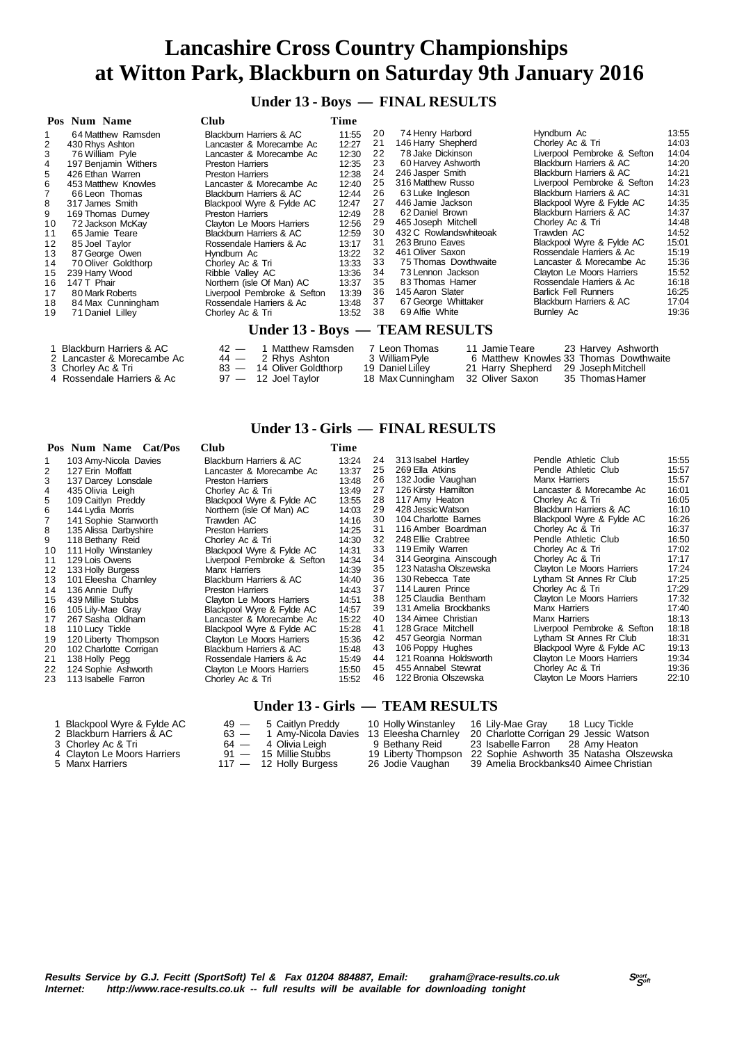# Lancashire Cross Country Championships at Witton Park, Blackburn on Saturday 9th January 2016

## Under 13 - Boys — FINAL RESULTS

| Pos | Num | Name | Club | Time |
|---|---|---|---|---|
| 1 | 64 | Matthew Ramsden | Blackburn Harriers & AC | 11:55 |
| 2 | 430 | Rhys Ashton | Lancaster & Morecambe Ac | 12:27 |
| 3 | 76 | William Pyle | Lancaster & Morecambe Ac | 12:30 |
| 4 | 197 | Benjamin Withers | Preston Harriers | 12:35 |
| 5 | 426 | Ethan Warren | Preston Harriers | 12:38 |
| 6 | 453 | Matthew Knowles | Lancaster & Morecambe Ac | 12:40 |
| 7 | 66 | Leon Thomas | Blackburn Harriers & AC | 12:44 |
| 8 | 317 | James Smith | Blackpool Wyre & Fylde AC | 12:47 |
| 9 | 169 | Thomas Durney | Preston Harriers | 12:49 |
| 10 | 72 | Jackson McKay | Clayton Le Moors Harriers | 12:56 |
| 11 | 65 | Jamie Teare | Blackburn Harriers & AC | 12:59 |
| 12 | 85 | Joel Taylor | Rossendale Harriers & Ac | 13:17 |
| 13 | 87 | George Owen | Hyndburn Ac | 13:22 |
| 14 | 70 | Oliver Goldthorp | Chorley Ac & Tri | 13:33 |
| 15 | 239 | Harry Wood | Ribble Valley AC | 13:36 |
| 16 | 147 | T Phair | Northern (isle Of Man) AC | 13:37 |
| 17 | 80 | Mark Roberts | Liverpool Pembroke & Sefton | 13:39 |
| 18 | 84 | Max Cunningham | Rossendale Harriers & Ac | 13:48 |
| 19 | 71 | Daniel Lilley | Chorley Ac & Tri | 13:52 |
| 20 | 74 | Henry Harbord | Hyndburn Ac | 13:55 |
| 21 | 146 | Harry Shepherd | Chorley Ac & Tri | 14:03 |
| 22 | 78 | Jake Dickinson | Liverpool Pembroke & Sefton | 14:04 |
| 23 | 60 | Harvey Ashworth | Blackburn Harriers & AC | 14:20 |
| 24 | 246 | Jasper Smith | Blackburn Harriers & AC | 14:21 |
| 25 | 316 | Matthew Russo | Liverpool Pembroke & Sefton | 14:23 |
| 26 | 63 | Luke Ingleson | Blackburn Harriers & AC | 14:31 |
| 27 | 446 | Jamie Jackson | Blackpool Wyre & Fylde AC | 14:35 |
| 28 | 62 | Daniel Brown | Blackburn Harriers & AC | 14:37 |
| 29 | 465 | Joseph Mitchell | Chorley Ac & Tri | 14:48 |
| 30 | 432 | C Rowlandswhiteoak | Trawden AC | 14:52 |
| 31 | 263 | Bruno Eaves | Blackpool Wyre & Fylde AC | 15:01 |
| 32 | 461 | Oliver Saxon | Rossendale Harriers & Ac | 15:19 |
| 33 | 75 | Thomas Dowthwaite | Lancaster & Morecambe Ac | 15:36 |
| 34 | 73 | Lennon Jackson | Clayton Le Moors Harriers | 15:52 |
| 35 | 83 | Thomas Hamer | Rossendale Harriers & Ac | 16:18 |
| 36 | 145 | Aaron Slater | Barlick Fell Runners | 16:25 |
| 37 | 67 | George Whittaker | Blackburn Harriers & AC | 17:04 |
| 38 | 69 | Alfie White | Burnley Ac | 19:36 |

## Under 13 - Boys — TEAM RESULTS

| Pos | Team | Points | | | | |
|---|---|---|---|---|---|---|
| 1 | Blackburn Harriers & AC | 42 — | 1 Matthew Ramsden | 7 Leon Thomas | 11 Jamie Teare | 23 Harvey Ashworth |
| 2 | Lancaster & Morecambe Ac | 44 — | 2 Rhys Ashton | 3 William Pyle | 6 Matthew Knowles | 33 Thomas Dowthwaite |
| 3 | Chorley Ac & Tri | 83 — | 14 Oliver Goldthorp | 19 Daniel Lilley | 21 Harry Shepherd | 29 Joseph Mitchell |
| 4 | Rossendale Harriers & Ac | 97 — | 12 Joel Taylor | 18 Max Cunningham | 32 Oliver Saxon | 35 Thomas Hamer |

## Under 13 - Girls — FINAL RESULTS

| Pos | Num | Name | Cat/Pos | Club | Time |
|---|---|---|---|---|---|
| 1 | 103 | Amy-Nicola Davies | | Blackburn Harriers & AC | 13:24 |
| 2 | 127 | Erin Moffatt | | Lancaster & Morecambe Ac | 13:37 |
| 3 | 137 | Darcey Lonsdale | | Preston Harriers | 13:48 |
| 4 | 435 | Olivia Leigh | | Chorley Ac & Tri | 13:49 |
| 5 | 109 | Caitlyn Preddy | | Blackpool Wyre & Fylde AC | 13:55 |
| 6 | 144 | Lydia Morris | | Northern (isle Of Man) AC | 14:03 |
| 7 | 141 | Sophie Stanworth | | Trawden AC | 14:16 |
| 8 | 135 | Alissa Darbyshire | | Preston Harriers | 14:25 |
| 9 | 118 | Bethany Reid | | Chorley Ac & Tri | 14:30 |
| 10 | 111 | Holly Winstanley | | Blackpool Wyre & Fylde AC | 14:31 |
| 11 | 129 | Lois Owens | | Liverpool Pembroke & Sefton | 14:34 |
| 12 | 133 | Holly Burgess | | Manx Harriers | 14:39 |
| 13 | 101 | Eleesha Charnley | | Blackburn Harriers & AC | 14:40 |
| 14 | 136 | Annie Duffy | | Preston Harriers | 14:43 |
| 15 | 439 | Millie Stubbs | | Clayton Le Moors Harriers | 14:51 |
| 16 | 105 | Lily-Mae Gray | | Blackpool Wyre & Fylde AC | 14:57 |
| 17 | 267 | Sasha Oldham | | Lancaster & Morecambe Ac | 15:22 |
| 18 | 110 | Lucy Tickle | | Blackpool Wyre & Fylde AC | 15:28 |
| 19 | 120 | Liberty Thompson | | Clayton Le Moors Harriers | 15:36 |
| 20 | 102 | Charlotte Corrigan | | Blackburn Harriers & AC | 15:48 |
| 21 | 138 | Holly Pegg | | Rossendale Harriers & Ac | 15:49 |
| 22 | 124 | Sophie Ashworth | | Clayton Le Moors Harriers | 15:50 |
| 23 | 113 | Isabelle Farron | | Chorley Ac & Tri | 15:52 |
| 24 | 313 | Isabel Hartley | | Pendle Athletic Club | 15:55 |
| 25 | 269 | Ella Atkins | | Pendle Athletic Club | 15:57 |
| 26 | 132 | Jodie Vaughan | | Manx Harriers | 15:57 |
| 27 | 126 | Kirsty Hamilton | | Lancaster & Morecambe Ac | 16:01 |
| 28 | 117 | Amy Heaton | | Chorley Ac & Tri | 16:05 |
| 29 | 428 | Jessic Watson | | Blackburn Harriers & AC | 16:10 |
| 30 | 104 | Charlotte Barnes | | Blackpool Wyre & Fylde AC | 16:26 |
| 31 | 116 | Amber Boardman | | Chorley Ac & Tri | 16:37 |
| 32 | 248 | Ellie Crabtree | | Pendle Athletic Club | 16:50 |
| 33 | 119 | Emily Warren | | Chorley Ac & Tri | 17:02 |
| 34 | 314 | Georgina Ainscough | | Chorley Ac & Tri | 17:17 |
| 35 | 123 | Natasha Olszewska | | Clayton Le Moors Harriers | 17:24 |
| 36 | 130 | Rebecca Tate | | Lytham St Annes Rr Club | 17:25 |
| 37 | 114 | Lauren Prince | | Chorley Ac & Tri | 17:29 |
| 38 | 125 | Claudia Bentham | | Clayton Le Moors Harriers | 17:32 |
| 39 | 131 | Amelia Brockbanks | | Manx Harriers | 17:40 |
| 40 | 134 | Aimee Christian | | Manx Harriers | 18:13 |
| 41 | 128 | Grace Mitchell | | Liverpool Pembroke & Sefton | 18:18 |
| 42 | 457 | Georgia Norman | | Lytham St Annes Rr Club | 18:31 |
| 43 | 106 | Poppy Hughes | | Blackpool Wyre & Fylde AC | 19:13 |
| 44 | 121 | Roanna Holdsworth | | Clayton Le Moors Harriers | 19:34 |
| 45 | 455 | Annabel Stewrat | | Chorley Ac & Tri | 19:36 |
| 46 | 122 | Bronia Olszewska | | Clayton Le Moors Harriers | 22:10 |

## Under 13 - Girls — TEAM RESULTS

| Pos | Team | Points | | | | |
|---|---|---|---|---|---|---|
| 1 | Blackpool Wyre & Fylde AC | 49 — | 5 Caitlyn Preddy | 10 Holly Winstanley | 16 Lily-Mae Gray | 18 Lucy Tickle |
| 2 | Blackburn Harriers & AC | 63 — | 1 Amy-Nicola Davies | 13 Eleesha Charnley | 20 Charlotte Corrigan | 29 Jessic Watson |
| 3 | Chorley Ac & Tri | 64 — | 4 Olivia Leigh | 9 Bethany Reid | 23 Isabelle Farron | 28 Amy Heaton |
| 4 | Clayton Le Moors Harriers | 91 — | 15 Millie Stubbs | 19 Liberty Thompson | 22 Sophie Ashworth | 35 Natasha Olszewska |
| 5 | Manx Harriers | 117 — | 12 Holly Burgess | 26 Jodie Vaughan | 39 Amelia Brockbanks | 40 Aimee Christian |

***Results Service by G.J. Fecitt (SportSoft) Tel & Fax 01204 884887, Email: graham@race-results.co.uk***
***Internet: http://www.race-results.co.uk -- full results will be available for downloading tonight***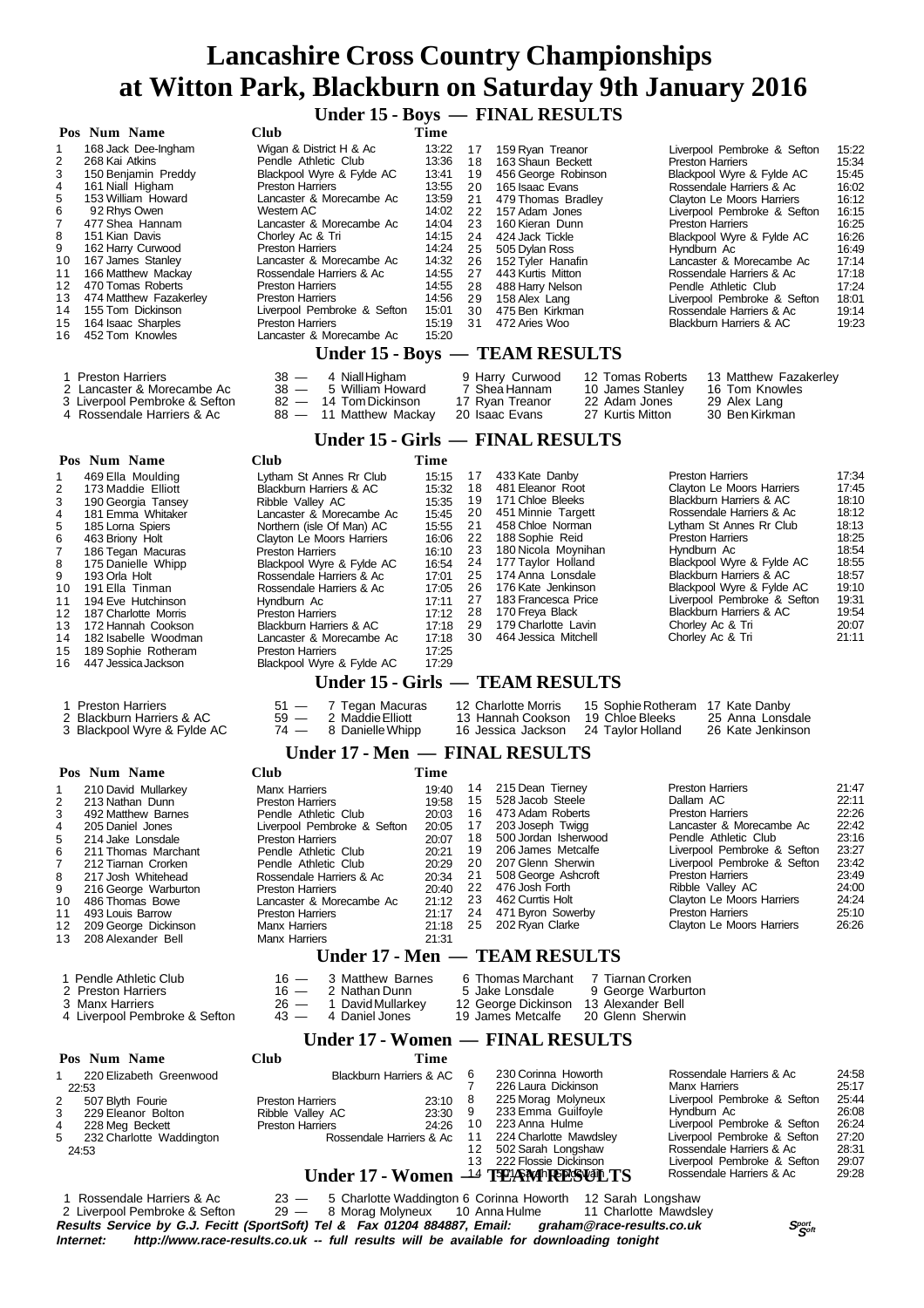# Lancashire Cross Country Championships at Witton Park, Blackburn on Saturday 9th January 2016

## Under 15 - Boys — FINAL RESULTS

| Pos | Num | Name | Club | Time |
|---|---|---|---|---|
| 1 | 168 | Jack Dee-Ingham | Wigan & District H & Ac | 13:22 |
| 2 | 268 | Kai Atkins | Pendle Athletic Club | 13:36 |
| 3 | 150 | Benjamin Preddy | Blackpool Wyre & Fylde AC | 13:41 |
| 4 | 161 | Niall Higham | Preston Harriers | 13:55 |
| 5 | 153 | William Howard | Lancaster & Morecambe Ac | 13:59 |
| 6 | 92 | Rhys Owen | Western AC | 14:02 |
| 7 | 477 | Shea Hannam | Lancaster & Morecambe Ac | 14:04 |
| 8 | 151 | Kian Davis | Chorley Ac & Tri | 14:15 |
| 9 | 162 | Harry Curwood | Preston Harriers | 14:24 |
| 10 | 167 | James Stanley | Lancaster & Morecambe Ac | 14:32 |
| 11 | 166 | Matthew Mackay | Rossendale Harriers & Ac | 14:55 |
| 12 | 470 | Tomas Roberts | Preston Harriers | 14:55 |
| 13 | 474 | Matthew Fazakerley | Preston Harriers | 14:56 |
| 14 | 155 | Tom Dickinson | Liverpool Pembroke & Sefton | 15:01 |
| 15 | 164 | Isaac Sharples | Preston Harriers | 15:19 |
| 16 | 452 | Tom Knowles | Lancaster & Morecambe Ac | 15:20 |
| 17 | 159 | Ryan Treanor | Liverpool Pembroke & Sefton | 15:22 |
| 18 | 163 | Shaun Beckett | Preston Harriers | 15:34 |
| 19 | 456 | George Robinson | Blackpool Wyre & Fylde AC | 15:45 |
| 20 | 165 | Isaac Evans | Rossendale Harriers & Ac | 16:02 |
| 21 | 479 | Thomas Bradley | Clayton Le Moors Harriers | 16:12 |
| 22 | 157 | Adam Jones | Liverpool Pembroke & Sefton | 16:15 |
| 23 | 160 | Kieran Dunn | Preston Harriers | 16:25 |
| 24 | 424 | Jack Tickle | Blackpool Wyre & Fylde AC | 16:26 |
| 25 | 505 | Dylan Ross | Hyndburn Ac | 16:49 |
| 26 | 152 | Tyler Hanafin | Lancaster & Morecambe Ac | 17:14 |
| 27 | 443 | Kurtis Mitton | Rossendale Harriers & Ac | 17:18 |
| 28 | 488 | Harry Nelson | Pendle Athletic Club | 17:24 |
| 29 | 158 | Alex Lang | Liverpool Pembroke & Sefton | 18:01 |
| 30 | 475 | Ben Kirkman | Rossendale Harriers & Ac | 19:14 |
| 31 | 472 | Aries Woo | Blackburn Harriers & AC | 19:23 |

## Under 15 - Boys — TEAM RESULTS

1 Preston Harriers 38 — 4 Niall Higham, 9 Harry Curwood, 12 Tomas Roberts, 13 Matthew Fazakerley
2 Lancaster & Morecambe Ac 38 — 5 William Howard, 7 Shea Hannam, 10 James Stanley, 16 Tom Knowles
3 Liverpool Pembroke & Sefton 82 — 14 Tom Dickinson, 17 Ryan Treanor, 22 Adam Jones, 29 Alex Lang
4 Rossendale Harriers & Ac 88 — 11 Matthew Mackay, 20 Isaac Evans, 27 Kurtis Mitton, 30 Ben Kirkman

## Under 15 - Girls — FINAL RESULTS

| Pos | Num | Name | Club | Time |
|---|---|---|---|---|
| 1 | 469 | Ella Moulding | Lytham St Annes Rr Club | 15:15 |
| 2 | 173 | Maddie Elliott | Blackburn Harriers & AC | 15:32 |
| 3 | 190 | Georgia Tansey | Ribble Valley AC | 15:35 |
| 4 | 181 | Emma Whitaker | Lancaster & Morecambe Ac | 15:45 |
| 5 | 185 | Lorna Spiers | Northern (isle Of Man) AC | 15:55 |
| 6 | 463 | Briony Holt | Clayton Le Moors Harriers | 16:06 |
| 7 | 186 | Tegan Macuras | Preston Harriers | 16:10 |
| 8 | 175 | Danielle Whipp | Blackpool Wyre & Fylde AC | 16:54 |
| 9 | 193 | Orla Holt | Rossendale Harriers & Ac | 17:01 |
| 10 | 191 | Ella Tinman | Rossendale Harriers & Ac | 17:05 |
| 11 | 194 | Eve Hutchinson | Hyndburn Ac | 17:11 |
| 12 | 187 | Charlotte Morris | Preston Harriers | 17:12 |
| 13 | 172 | Hannah Cookson | Blackburn Harriers & AC | 17:18 |
| 14 | 182 | Isabelle Woodman | Lancaster & Morecambe Ac | 17:18 |
| 15 | 189 | Sophie Rotheram | Preston Harriers | 17:25 |
| 16 | 447 | Jessica Jackson | Blackpool Wyre & Fylde AC | 17:29 |
| 17 | 433 | Kate Danby | Preston Harriers | 17:34 |
| 18 | 481 | Eleanor Root | Clayton Le Moors Harriers | 17:45 |
| 19 | 171 | Chloe Bleeks | Blackburn Harriers & AC | 18:10 |
| 20 | 451 | Minnie Targett | Rossendale Harriers & Ac | 18:12 |
| 21 | 458 | Chloe Norman | Lytham St Annes Rr Club | 18:13 |
| 22 | 188 | Sophie Reid | Preston Harriers | 18:25 |
| 23 | 180 | Nicola Moynihan | Hyndburn Ac | 18:54 |
| 24 | 177 | Taylor Holland | Blackpool Wyre & Fylde AC | 18:55 |
| 25 | 174 | Anna Lonsdale | Blackburn Harriers & AC | 18:57 |
| 26 | 176 | Kate Jenkinson | Blackpool Wyre & Fylde AC | 19:10 |
| 27 | 183 | Francesca Price | Liverpool Pembroke & Sefton | 19:31 |
| 28 | 170 | Freya Black | Blackburn Harriers & AC | 19:54 |
| 29 | 179 | Charlotte Lavin | Chorley Ac & Tri | 20:07 |
| 30 | 464 | Jessica Mitchell | Chorley Ac & Tri | 21:11 |

## Under 15 - Girls — TEAM RESULTS

1 Preston Harriers 51 — 7 Tegan Macuras, 12 Charlotte Morris, 15 Sophie Rotheram, 17 Kate Danby
2 Blackburn Harriers & AC 59 — 2 Maddie Elliott, 13 Hannah Cookson, 19 Chloe Bleeks, 25 Anna Lonsdale
3 Blackpool Wyre & Fylde AC 74 — 8 Danielle Whipp, 16 Jessica Jackson, 24 Taylor Holland, 26 Kate Jenkinson

## Under 17 - Men — FINAL RESULTS

| Pos | Num | Name | Club | Time |
|---|---|---|---|---|
| 1 | 210 | David Mullarkey | Manx Harriers | 19:40 |
| 2 | 213 | Nathan Dunn | Preston Harriers | 19:58 |
| 3 | 492 | Matthew Barnes | Pendle Athletic Club | 20:03 |
| 4 | 205 | Daniel Jones | Liverpool Pembroke & Sefton | 20:05 |
| 5 | 214 | Jake Lonsdale | Preston Harriers | 20:07 |
| 6 | 211 | Thomas Marchant | Pendle Athletic Club | 20:21 |
| 7 | 212 | Tiarnan Crorken | Pendle Athletic Club | 20:29 |
| 8 | 217 | Josh Whitehead | Rossendale Harriers & Ac | 20:34 |
| 9 | 216 | George Warburton | Preston Harriers | 20:40 |
| 10 | 486 | Thomas Bowe | Lancaster & Morecambe Ac | 21:12 |
| 11 | 493 | Louis Barrow | Preston Harriers | 21:17 |
| 12 | 209 | George Dickinson | Manx Harriers | 21:18 |
| 13 | 208 | Alexander Bell | Manx Harriers | 21:31 |
| 14 | 215 | Dean Tierney | Preston Harriers | 21:47 |
| 15 | 528 | Jacob Steele | Dallam AC | 22:11 |
| 16 | 473 | Adam Roberts | Preston Harriers | 22:26 |
| 17 | 203 | Joseph Twigg | Lancaster & Morecambe Ac | 22:42 |
| 18 | 500 | Jordan Isherwood | Pendle Athletic Club | 23:16 |
| 19 | 206 | James Metcalfe | Liverpool Pembroke & Sefton | 23:27 |
| 20 | 207 | Glenn Sherwin | Liverpool Pembroke & Sefton | 23:42 |
| 21 | 508 | George Ashcroft | Preston Harriers | 23:49 |
| 22 | 476 | Josh Forth | Ribble Valley AC | 24:00 |
| 23 | 462 | Curtis Holt | Clayton Le Moors Harriers | 24:24 |
| 24 | 471 | Byron Sowerby | Preston Harriers | 25:10 |
| 25 | 202 | Ryan Clarke | Clayton Le Moors Harriers | 26:26 |

## Under 17 - Men — TEAM RESULTS

1 Pendle Athletic Club 16 — 3 Matthew Barnes, 6 Thomas Marchant, 7 Tiarnan Crorken
2 Preston Harriers 16 — 2 Nathan Dunn, 5 Jake Lonsdale, 9 George Warburton
3 Manx Harriers 26 — 1 David Mullarkey, 12 George Dickinson, 13 Alexander Bell
4 Liverpool Pembroke & Sefton 43 — 4 Daniel Jones, 19 James Metcalfe, 20 Glenn Sherwin

## Under 17 - Women — FINAL RESULTS

| Pos | Num | Name | Club | Time |
|---|---|---|---|---|
| 1 | 220 | Elizabeth Greenwood | Blackburn Harriers & AC | 22:53 |
| 2 | 507 | Blyth Fourie | Preston Harriers | 23:10 |
| 3 | 229 | Eleanor Bolton | Ribble Valley AC | 23:30 |
| 4 | 228 | Meg Beckett | Preston Harriers | 24:26 |
| 5 | 232 | Charlotte Waddington | Rossendale Harriers & Ac | 24:53 |
| 6 | 230 | Corinna Howorth | Rossendale Harriers & Ac | 24:58 |
| 7 | 226 | Laura Dickinson | Manx Harriers | 25:17 |
| 8 | 225 | Morag Molyneux | Liverpool Pembroke & Sefton | 25:44 |
| 9 | 233 | Emma Guilfoyle | Hyndburn Ac | 26:08 |
| 10 | 223 | Anna Hulme | Liverpool Pembroke & Sefton | 26:24 |
| 11 | 224 | Charlotte Mawdsley | Liverpool Pembroke & Sefton | 27:20 |
| 12 | 502 | Sarah Longshaw | Rossendale Harriers & Ac | 28:31 |
| 13 | 222 | Flossie Dickinson | Liverpool Pembroke & Sefton | 29:07 |
| 14 | | | Rossendale Harriers & Ac | 29:28 |

## Under 17 - Women — TEAM RESULTS

1 Rossendale Harriers & Ac 23 — 5 Charlotte Waddington, 6 Corinna Howorth, 12 Sarah Longshaw
2 Liverpool Pembroke & Sefton 29 — 8 Morag Molyneux, 10 Anna Hulme, 11 Charlotte Mawdsley

***Results Service by G.J. Fecitt (SportSoft) Tel & Fax 01204 884887, Email: graham@race-results.co.uk***
***Internet: http://www.race-results.co.uk -- full results will be available for downloading tonight***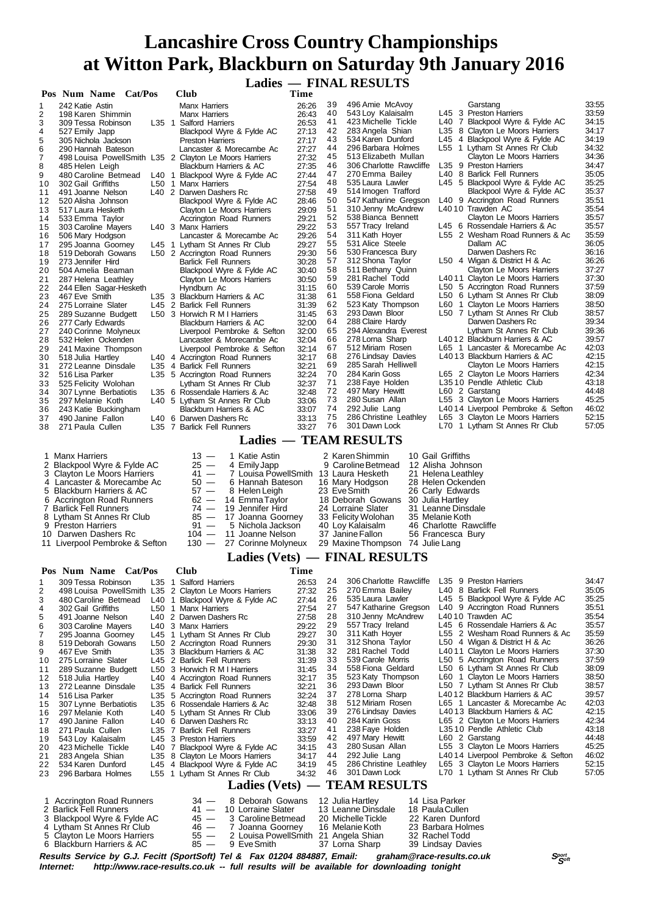# Lancashire Cross Country Championships at Witton Park, Blackburn on Saturday 9th January 2016

## Ladies — FINAL RESULTS

| Pos | Num | Name | Cat/Pos | Club | Time |
|---|---|---|---|---|---|
| 1 | 242 | Katie Astin | | Manx Harriers | 26:26 |
| 2 | 198 | Karen Shimmin | | Manx Harriers | 26:43 |
| 3 | 309 | Tessa Robinson | L35 1 | Salford Harriers | 26:53 |
| 4 | 527 | Emily Japp | | Blackpool Wyre & Fylde AC | 27:13 |
| 5 | 305 | Nichola Jackson | | Preston Harriers | 27:17 |
| 6 | 290 | Hannah Bateson | | Lancaster & Morecambe Ac | 27:27 |
| 7 | 498 | Louisa PowellSmith | L35 2 | Clayton Le Moors Harriers | 27:32 |
| 8 | 485 | Helen Leigh | | Blackburn Harriers & AC | 27:35 |
| 9 | 480 | Caroline Betmead | L40 1 | Blackpool Wyre & Fylde AC | 27:44 |
| 10 | 302 | Gail Griffiths | L50 1 | Manx Harriers | 27:54 |
| 11 | 491 | Joanne Nelson | L40 2 | Darwen Dashers Rc | 27:58 |
| 12 | 520 | Alisha Johnson | | Blackpool Wyre & Fylde AC | 28:46 |
| 13 | 517 | Laura Hesketh | | Clayton Le Moors Harriers | 29:09 |
| 14 | 533 | Emma Taylor | | Accrington Road Runners | 29:21 |
| 15 | 303 | Caroline Mayers | L40 3 | Manx Harriers | 29:22 |
| 16 | 506 | Mary Hodgson | | Lancaster & Morecambe Ac | 29:26 |
| 17 | 295 | Joanna Goorney | L45 1 | Lytham St Annes Rr Club | 29:27 |
| 18 | 519 | Deborah Gowans | L50 2 | Accrington Road Runners | 29:30 |
| 19 | 273 | Jennifer Hird | | Barlick Fell Runners | 30:28 |
| 20 | 504 | Amelia Beaman | | Blackpool Wyre & Fylde AC | 30:40 |
| 21 | 287 | Helena Leathley | | Clayton Le Moors Harriers | 30:50 |
| 22 | 244 | Ellen Sagar-Hesketh | | Hyndburn Ac | 31:15 |
| 23 | 467 | Eve Smith | L35 3 | Blackburn Harriers & AC | 31:38 |
| 24 | 275 | Lorraine Slater | L45 2 | Barlick Fell Runners | 31:39 |
| 25 | 289 | Suzanne Budgett | L50 3 | Horwich R M I Harriers | 31:45 |
| 26 | 277 | Carly Edwards | | Blackburn Harriers & AC | 32:00 |
| 27 | 240 | Corinne Molyneux | | Liverpool Pembroke & Sefton | 32:00 |
| 28 | 532 | Helen Ockenden | | Lancaster & Morecambe Ac | 32:04 |
| 29 | 241 | Maxine Thompson | | Liverpool Pembroke & Sefton | 32:14 |
| 30 | 518 | Julia Hartley | L40 4 | Accrington Road Runners | 32:17 |
| 31 | 272 | Leanne Dinsdale | L35 4 | Barlick Fell Runners | 32:21 |
| 32 | 516 | Lisa Parker | L35 5 | Accrington Road Runners | 32:24 |
| 33 | 525 | Felicity Wolohan | | Lytham St Annes Rr Club | 32:37 |
| 34 | 307 | Lynne Berbatiotis | L35 6 | Rossendale Harriers & Ac | 32:48 |
| 35 | 297 | Melanie Koth | L40 5 | Lytham St Annes Rr Club | 33:06 |
| 36 | 243 | Katie Buckingham | | Blackburn Harriers & AC | 33:07 |
| 37 | 490 | Janine Fallon | L40 6 | Darwen Dashers Rc | 33:13 |
| 38 | 271 | Paula Cullen | L35 7 | Barlick Fell Runners | 33:27 |
| 39 | 496 | Amie McAvoy | | Garstang | 33:55 |
| 40 | 543 | Loy Kalaisalm | L45 3 | Preston Harriers | 33:59 |
| 41 | 423 | Michelle Tickle | L40 7 | Blackpool Wyre & Fylde AC | 34:15 |
| 42 | 283 | Angela Shian | L35 8 | Clayton Le Moors Harriers | 34:17 |
| 43 | 534 | Karen Dunford | L45 4 | Blackpool Wyre & Fylde AC | 34:19 |
| 44 | 296 | Barbara Holmes | L55 1 | Lytham St Annes Rr Club | 34:32 |
| 45 | 513 | Elizabeth Mullan | | Clayton Le Moors Harriers | 34:36 |
| 46 | 306 | Charlotte Rawcliffe | L35 9 | Preston Harriers | 34:47 |
| 47 | 270 | Emma Bailey | L40 8 | Barlick Fell Runners | 35:05 |
| 48 | 535 | Laura Lawler | L45 5 | Blackpool Wyre & Fylde AC | 35:25 |
| 49 | 514 | Imogen Trafford | | Blackpool Wyre & Fylde AC | 35:37 |
| 50 | 547 | Katharine Gregson | L40 9 | Accrington Road Runners | 35:51 |
| 51 | 310 | Jenny McAndrew | L40 10 | Trawden AC | 35:54 |
| 52 | 538 | Bianca Bennett | | Clayton Le Moors Harriers | 35:57 |
| 53 | 557 | Tracy Ireland | L45 6 | Rossendale Harriers & Ac | 35:57 |
| 54 | 311 | Kath Hoyer | L55 2 | Wesham Road Runners & Ac | 35:59 |
| 55 | 531 | Alice Steele | | Dallam AC | 36:05 |
| 56 | 530 | Francesca Bury | | Darwen Dashers Rc | 36:16 |
| 57 | 312 | Shona Taylor | L50 4 | Wigan & District H & Ac | 36:26 |
| 58 | 511 | Bethany Quinn | | Clayton Le Moors Harriers | 37:27 |
| 59 | 281 | Rachel Todd | L40 11 | Clayton Le Moors Harriers | 37:30 |
| 60 | 539 | Carole Morris | L50 5 | Accrington Road Runners | 37:59 |
| 61 | 558 | Fiona Geldard | L50 6 | Lytham St Annes Rr Club | 38:09 |
| 62 | 523 | Katy Thompson | L60 1 | Clayton Le Moors Harriers | 38:50 |
| 63 | 293 | Dawn Bloor | L50 7 | Lytham St Annes Rr Club | 38:57 |
| 64 | 288 | Claire Hardy | | Darwen Dashers Rc | 39:34 |
| 65 | 294 | Alexandra Everest | | Lytham St Annes Rr Club | 39:36 |
| 66 | 278 | Lorna Sharp | L40 12 | Blackburn Harriers & AC | 39:57 |
| 67 | 512 | Miriam Rosen | L65 1 | Lancaster & Morecambe Ac | 42:03 |
| 68 | 276 | Lindsay Davies | L40 13 | Blackburn Harriers & AC | 42:15 |
| 69 | 285 | Sarah Helliwell | | Clayton Le Moors Harriers | 42:15 |
| 70 | 284 | Karin Goss | L65 2 | Clayton Le Moors Harriers | 42:34 |
| 71 | 238 | Faye Holden | L35 10 | Pendle Athletic Club | 43:18 |
| 72 | 497 | Mary Hewitt | L60 2 | Garstang | 44:48 |
| 73 | 280 | Susan Allan | L55 3 | Clayton Le Moors Harriers | 45:25 |
| 74 | 292 | Julie Lang | L40 14 | Liverpool Pembroke & Sefton | 46:02 |
| 75 | 286 | Christine Leathley | L65 3 | Clayton Le Moors Harriers | 52:15 |
| 76 | 301 | Dawn Lock | L70 1 | Lytham St Annes Rr Club | 57:05 |

## Ladies — TEAM RESULTS

| Pos | Club | Pts | | | |
|---|---|---|---|---|---|
| 1 | Manx Harriers | 13 | 1 Katie Astin | 2 Karen Shimmin | 10 Gail Griffiths |
| 2 | Blackpool Wyre & Fylde AC | 25 | 4 Emily Japp | 9 Caroline Betmead | 12 Alisha Johnson |
| 3 | Clayton Le Moors Harriers | 41 | 7 Louisa PowellSmith | 13 Laura Hesketh | 21 Helena Leathley |
| 4 | Lancaster & Morecambe Ac | 50 | 6 Hannah Bateson | 16 Mary Hodgson | 28 Helen Ockenden |
| 5 | Blackburn Harriers & AC | 57 | 8 Helen Leigh | 23 Eve Smith | 26 Carly Edwards |
| 6 | Accrington Road Runners | 62 | 14 Emma Taylor | 18 Deborah Gowans | 30 Julia Hartley |
| 7 | Barlick Fell Runners | 74 | 19 Jennifer Hird | 24 Lorraine Slater | 31 Leanne Dinsdale |
| 8 | Lytham St Annes Rr Club | 85 | 17 Joanna Goorney | 33 Felicity Wolohan | 35 Melanie Koth |
| 9 | Preston Harriers | 91 | 5 Nichola Jackson | 40 Loy Kalaisalm | 46 Charlotte Rawcliffe |
| 10 | Darwen Dashers Rc | 104 | 11 Joanne Nelson | 37 Janine Fallon | 56 Francesca Bury |
| 11 | Liverpool Pembroke & Sefton | 130 | 27 Corinne Molyneux | 29 Maxine Thompson | 74 Julie Lang |

## Ladies (Vets) — FINAL RESULTS

| Pos | Num | Name | Cat/Pos | Club | Time |
|---|---|---|---|---|---|
| 1 | 309 | Tessa Robinson | L35 1 | Salford Harriers | 26:53 |
| 2 | 498 | Louisa PowellSmith | L35 2 | Clayton Le Moors Harriers | 27:32 |
| 3 | 480 | Caroline Betmead | L40 1 | Blackpool Wyre & Fylde AC | 27:44 |
| 4 | 302 | Gail Griffiths | L50 1 | Manx Harriers | 27:54 |
| 5 | 491 | Joanne Nelson | L40 2 | Darwen Dashers Rc | 27:58 |
| 6 | 303 | Caroline Mayers | L40 3 | Manx Harriers | 29:22 |
| 7 | 295 | Joanna Goorney | L45 1 | Lytham St Annes Rr Club | 29:27 |
| 8 | 519 | Deborah Gowans | L50 2 | Accrington Road Runners | 29:30 |
| 9 | 467 | Eve Smith | L35 3 | Blackburn Harriers & AC | 31:38 |
| 10 | 275 | Lorraine Slater | L45 2 | Barlick Fell Runners | 31:39 |
| 11 | 289 | Suzanne Budgett | L50 3 | Horwich R M I Harriers | 31:45 |
| 12 | 518 | Julia Hartley | L40 4 | Accrington Road Runners | 32:17 |
| 13 | 272 | Leanne Dinsdale | L35 4 | Barlick Fell Runners | 32:21 |
| 14 | 516 | Lisa Parker | L35 5 | Accrington Road Runners | 32:24 |
| 15 | 307 | Lynne Berbatiotis | L35 6 | Rossendale Harriers & Ac | 32:48 |
| 16 | 297 | Melanie Koth | L40 5 | Lytham St Annes Rr Club | 33:06 |
| 17 | 490 | Janine Fallon | L40 6 | Darwen Dashers Rc | 33:13 |
| 18 | 271 | Paula Cullen | L35 7 | Barlick Fell Runners | 33:27 |
| 19 | 543 | Loy Kalaisalm | L45 3 | Preston Harriers | 33:59 |
| 20 | 423 | Michelle Tickle | L40 7 | Blackpool Wyre & Fylde AC | 34:15 |
| 21 | 283 | Angela Shian | L35 8 | Clayton Le Moors Harriers | 34:17 |
| 22 | 534 | Karen Dunford | L45 4 | Blackpool Wyre & Fylde AC | 34:19 |
| 23 | 296 | Barbara Holmes | L55 1 | Lytham St Annes Rr Club | 34:32 |
| 24 | 306 | Charlotte Rawcliffe | L35 9 | Preston Harriers | 34:47 |
| 25 | 270 | Emma Bailey | L40 8 | Barlick Fell Runners | 35:05 |
| 26 | 535 | Laura Lawler | L45 5 | Blackpool Wyre & Fylde AC | 35:25 |
| 27 | 547 | Katharine Gregson | L40 9 | Accrington Road Runners | 35:51 |
| 28 | 310 | Jenny McAndrew | L40 10 | Trawden AC | 35:54 |
| 29 | 557 | Tracy Ireland | L45 6 | Rossendale Harriers & Ac | 35:57 |
| 30 | 311 | Kath Hoyer | L55 2 | Wesham Road Runners & Ac | 35:59 |
| 31 | 312 | Shona Taylor | L50 4 | Wigan & District H & Ac | 36:26 |
| 32 | 281 | Rachel Todd | L40 11 | Clayton Le Moors Harriers | 37:30 |
| 33 | 539 | Carole Morris | L50 5 | Accrington Road Runners | 37:59 |
| 34 | 558 | Fiona Geldard | L50 6 | Lytham St Annes Rr Club | 38:09 |
| 35 | 523 | Katy Thompson | L60 1 | Clayton Le Moors Harriers | 38:50 |
| 36 | 293 | Dawn Bloor | L50 7 | Lytham St Annes Rr Club | 38:57 |
| 37 | 278 | Lorna Sharp | L40 12 | Blackburn Harriers & AC | 39:57 |
| 38 | 512 | Miriam Rosen | L65 1 | Lancaster & Morecambe Ac | 42:03 |
| 39 | 276 | Lindsay Davies | L40 13 | Blackburn Harriers & AC | 42:15 |
| 40 | 284 | Karin Goss | L65 2 | Clayton Le Moors Harriers | 42:34 |
| 41 | 238 | Faye Holden | L35 10 | Pendle Athletic Club | 43:18 |
| 42 | 497 | Mary Hewitt | L60 2 | Garstang | 44:48 |
| 43 | 280 | Susan Allan | L55 3 | Clayton Le Moors Harriers | 45:25 |
| 44 | 292 | Julie Lang | L40 14 | Liverpool Pembroke & Sefton | 46:02 |
| 45 | 286 | Christine Leathley | L65 3 | Clayton Le Moors Harriers | 52:15 |
| 46 | 301 | Dawn Lock | L70 1 | Lytham St Annes Rr Club | 57:05 |

## Ladies (Vets) — TEAM RESULTS

| Pos | Club | Pts | | | |
|---|---|---|---|---|---|
| 1 | Accrington Road Runners | 34 | 8 Deborah Gowans | 12 Julia Hartley | 14 Lisa Parker |
| 2 | Barlick Fell Runners | 41 | 10 Lorraine Slater | 13 Leanne Dinsdale | 18 Paula Cullen |
| 3 | Blackpool Wyre & Fylde AC | 45 | 3 Caroline Betmead | 20 Michelle Tickle | 22 Karen Dunford |
| 4 | Lytham St Annes Rr Club | 46 | 7 Joanna Goorney | 16 Melanie Koth | 23 Barbara Holmes |
| 5 | Clayton Le Moors Harriers | 55 | 2 Louisa PowellSmith | 21 Angela Shian | 32 Rachel Todd |
| 6 | Blackburn Harriers & AC | 85 | 9 Eve Smith | 37 Lorna Sharp | 39 Lindsay Davies |

***Results Service by G.J. Fecitt (SportSoft) Tel & Fax 01204 884887, Email: graham@race-results.co.uk***

***Internet: http://www.race-results.co.uk -- full results will be available for downloading tonight***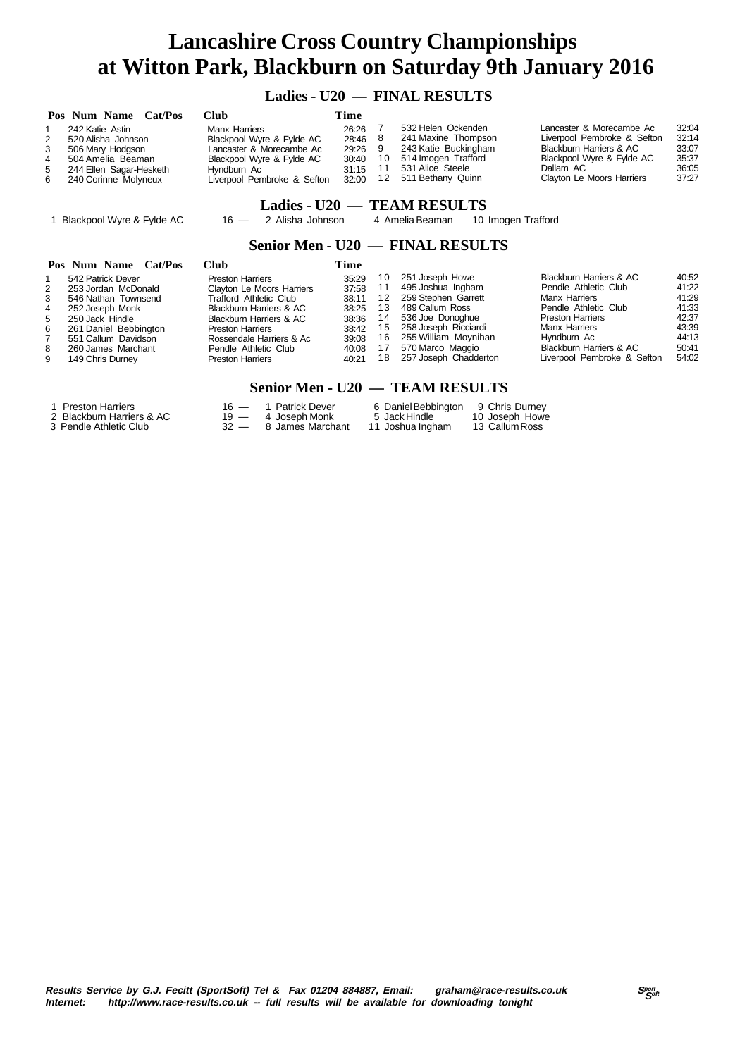# Lancashire Cross Country Championships at Witton Park, Blackburn on Saturday 9th January 2016

## Ladies - U20 — FINAL RESULTS

| Pos | Num | Name | Cat/Pos | Club | Time |
|---|---|---|---|---|---|
| 1 | 242 | Katie Astin | | Manx Harriers | 26:26 |
| 2 | 520 | Alisha Johnson | | Blackpool Wyre & Fylde AC | 28:46 |
| 3 | 506 | Mary Hodgson | | Lancaster & Morecambe Ac | 29:26 |
| 4 | 504 | Amelia Beaman | | Blackpool Wyre & Fylde AC | 30:40 |
| 5 | 244 | Ellen Sagar-Hesketh | | Hyndburn Ac | 31:15 |
| 6 | 240 | Corinne Molyneux | | Liverpool Pembroke & Sefton | 32:00 |
| 7 | 532 | Helen Ockenden | | Lancaster & Morecambe Ac | 32:04 |
| 8 | 241 | Maxine Thompson | | Liverpool Pembroke & Sefton | 32:14 |
| 9 | 243 | Katie Buckingham | | Blackburn Harriers & AC | 33:07 |
| 10 | 514 | Imogen Trafford | | Blackpool Wyre & Fylde AC | 35:37 |
| 11 | 531 | Alice Steele | | Dallam AC | 36:05 |
| 12 | 511 | Bethany Quinn | | Clayton Le Moors Harriers | 37:27 |

## Ladies - U20 — TEAM RESULTS

| Pos | Club | Points | | | |
|---|---|---|---|---|---|
| 1 | Blackpool Wyre & Fylde AC | 16 — | 2 Alisha Johnson | 4 Amelia Beaman | 10 Imogen Trafford |

## Senior Men - U20 — FINAL RESULTS

| Pos | Num | Name | Cat/Pos | Club | Time |
|---|---|---|---|---|---|
| 1 | 542 | Patrick Dever | | Preston Harriers | 35:29 |
| 2 | 253 | Jordan McDonald | | Clayton Le Moors Harriers | 37:58 |
| 3 | 546 | Nathan Townsend | | Trafford Athletic Club | 38:11 |
| 4 | 252 | Joseph Monk | | Blackburn Harriers & AC | 38:25 |
| 5 | 250 | Jack Hindle | | Blackburn Harriers & AC | 38:36 |
| 6 | 261 | Daniel Bebbington | | Preston Harriers | 38:42 |
| 7 | 551 | Callum Davidson | | Rossendale Harriers & Ac | 39:08 |
| 8 | 260 | James Marchant | | Pendle Athletic Club | 40:08 |
| 9 | 149 | Chris Durney | | Preston Harriers | 40:21 |
| 10 | 251 | Joseph Howe | | Blackburn Harriers & AC | 40:52 |
| 11 | 495 | Joshua Ingham | | Pendle Athletic Club | 41:22 |
| 12 | 259 | Stephen Garrett | | Manx Harriers | 41:29 |
| 13 | 489 | Callum Ross | | Pendle Athletic Club | 41:33 |
| 14 | 536 | Joe Donoghue | | Preston Harriers | 42:37 |
| 15 | 258 | Joseph Ricciardi | | Manx Harriers | 43:39 |
| 16 | 255 | William Moynihan | | Hyndburn Ac | 44:13 |
| 17 | 570 | Marco Maggio | | Blackburn Harriers & AC | 50:41 |
| 18 | 257 | Joseph Chadderton | | Liverpool Pembroke & Sefton | 54:02 |

## Senior Men - U20 — TEAM RESULTS

| Pos | Club | Points | | | |
|---|---|---|---|---|---|
| 1 | Preston Harriers | 16 — | 1 Patrick Dever | 6 Daniel Bebbington | 9 Chris Durney |
| 2 | Blackburn Harriers & AC | 19 — | 4 Joseph Monk | 5 Jack Hindle | 10 Joseph Howe |
| 3 | Pendle Athletic Club | 32 — | 8 James Marchant | 11 Joshua Ingham | 13 Callum Ross |

***Results Service by G.J. Fecitt (SportSoft) Tel & Fax 01204 884887, Email: graham@race-results.co.uk***
***Internet: http://www.race-results.co.uk -- full results will be available for downloading tonight***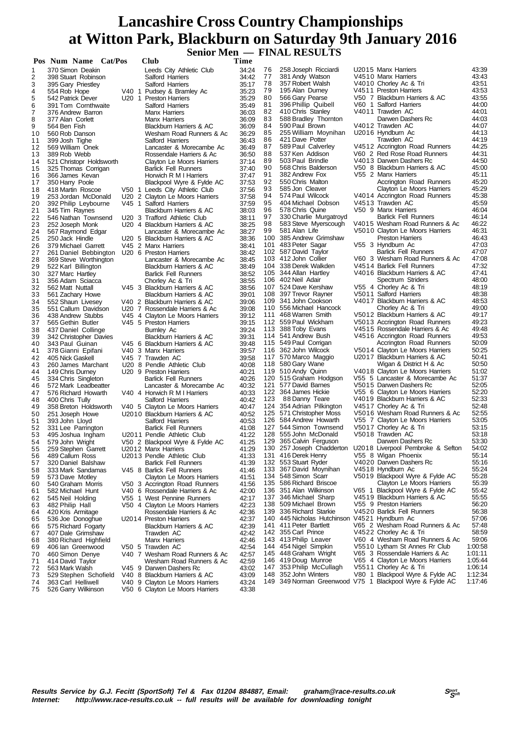# Lancashire Cross Country Championships at Witton Park, Blackburn on Saturday 9th January 2016

## Senior Men — FINAL RESULTS

| Pos | Num | Name | Cat/Pos | Club | Time |
|---|---|---|---|---|---|
| 1 | 370 | Simon Deakin | | Leeds City Athletic Club | 34:24 |
| 2 | 398 | Stuart Robinson | | Salford Harriers | 34:42 |
| 3 | 395 | Gary Priestley | | Salford Harriers | 35:17 |
| 4 | 554 | Rob Hope | V40 1 | Pudsey & Bramley Ac | 35:23 |
| 5 | 542 | Patrick Dever | U20 1 | Preston Harriers | 35:29 |
| 6 | 391 | Tom Cornthwaite | | Salford Harriers | 35:49 |
| 7 | 376 | Andrew Barron | | Manx Harriers | 36:03 |
| 8 | 377 | Alan Corlett | | Manx Harriers | 36:09 |
| 9 | 564 | Ben Fish | | Blackburn Harriers & AC | 36:09 |
| 10 | 560 | Rob Danson | | Wesham Road Runners & Ac | 36:29 |
| 11 | 399 | Josh Tighe | | Salford Harriers | 36:43 |
| 12 | 569 | William Onek | | Lancaster & Morecambe Ac | 36:49 |
| 13 | 389 | Rob Webb | | Rossendale Harriers & Ac | 36:50 |
| 14 | 521 | Christopr Holdsworth | | Clayton Le Moors Harriers | 37:14 |
| 15 | 325 | Thomas Corrigan | | Barlick Fell Runners | 37:40 |
| 16 | 366 | James Kevan | | Horwich R M I Harriers | 37:47 |
| 17 | 350 | Harry Poole | | Blackpool Wyre & Fylde AC | 37:53 |
| 18 | 418 | Martin Roscoe | V50 1 | Leeds City Athletic Club | 37:56 |
| 19 | 253 | Jordan McDonald | U20 2 | Clayton Le Moors Harriers | 37:58 |
| 20 | 392 | Philip Leybourne | V45 1 | Salford Harriers | 37:59 |
| 21 | 345 | Tim Raynes | | Blackburn Harriers & AC | 38:03 |
| 22 | 546 | Nathan Townsend | U20 3 | Trafford Athletic Club | 38:11 |
| 23 | 252 | Joseph Monk | U20 4 | Blackburn Harriers & AC | 38:25 |
| 24 | 567 | Raymond Edgar | | Lancaster & Morecambe Ac | 38:27 |
| 25 | 250 | Jack Hindle | U20 5 | Blackburn Harriers & AC | 38:36 |
| 26 | 379 | Michael Garrett | V45 2 | Manx Harriers | 38:41 |
| 27 | 261 | Daniel Bebbington | U20 6 | Preston Harriers | 38:42 |
| 28 | 369 | Steve Worthington | | Lancaster & Morecambe Ac | 38:45 |
| 29 | 522 | Karl Billington | | Blackburn Harriers & AC | 38:49 |
| 30 | 327 | Marc Hartley | | Barlick Fell Runners | 38:52 |
| 31 | 356 | Adam Sciacca | | Chorley Ac & Tri | 38:55 |
| 32 | 562 | Matt Nuttall | V45 3 | Blackburn Harriers & AC | 38:56 |
| 33 | 561 | Zachary Howe | | Blackburn Harriers & AC | 39:01 |
| 34 | 552 | Shaun Livesey | V40 2 | Blackburn Harriers & AC | 39:06 |
| 35 | 551 | Callum Davidson | U20 7 | Rossendale Harriers & Ac | 39:08 |
| 36 | 438 | Andrew Stubbs | V45 4 | Clayton Le Moors Harriers | 39:12 |
| 37 | 565 | Gethin Butler | V45 5 | Preston Harriers | 39:15 |
| 38 | 437 | Daniel Collinge | | Burnley Ac | 39:24 |
| 39 | 342 | Christopher Davies | | Blackburn Harriers & AC | 39:31 |
| 40 | 343 | Paul Guinan | V45 6 | Blackburn Harriers & AC | 39:48 |
| 41 | 378 | Gianni Epifani | V40 3 | Manx Harriers | 39:57 |
| 42 | 405 | Nick Gaskell | V45 7 | Trawden AC | 39:58 |
| 43 | 260 | James Marchant | U20 8 | Pendle Athletic Club | 40:08 |
| 44 | 149 | Chris Durney | U20 9 | Preston Harriers | 40:21 |
| 45 | 334 | Chris Singleton | | Barlick Fell Runners | 40:26 |
| 46 | 572 | Mark Leadbeatter | | Lancaster & Morecambe Ac | 40:32 |
| 47 | 576 | Richard Howarth | V40 4 | Horwich R M I Harriers | 40:33 |
| 48 | 400 | Chris Tully | | Salford Harriers | 40:42 |
| 49 | 358 | Breton Holdsworth | V40 5 | Clayton Le Moors Harriers | 40:47 |
| 50 | 251 | Joseph Howe | U2010 | Blackburn Harriers & AC | 40:52 |
| 51 | 393 | John Lloyd | | Salford Harriers | 40:53 |
| 52 | 331 | Lee Parrington | | Barlick Fell Runners | 41:08 |
| 53 | 495 | Joshua Ingham | U2011 | Pendle Athletic Club | 41:22 |
| 54 | 579 | John Wright | V50 2 | Blackpool Wyre & Fylde AC | 41:25 |
| 55 | 259 | Stephen Garrett | U2012 | Manx Harriers | 41:29 |
| 56 | 489 | Callum Ross | U2013 | Pendle Athletic Club | 41:33 |
| 57 | 320 | Daniel Balshaw | | Barlick Fell Runners | 41:39 |
| 58 | 333 | Mark Sandamas | V45 8 | Barlick Fell Runners | 41:46 |
| 59 | 573 | Dave Motley | | Clayton Le Moors Harriers | 41:51 |
| 60 | 540 | Graham Morris | V50 3 | Accrington Road Runners | 41:56 |
| 61 | 582 | Michael Hunt | V40 6 | Rossendale Harriers & Ac | 42:00 |
| 62 | 545 | Neil Holding | V55 1 | West Pennine Runners | 42:17 |
| 63 | 482 | Philip Hall | V50 4 | Clayton Le Moors Harriers | 42:23 |
| 64 | 420 | Kris Armitage | | Rossendale Harriers & Ac | 42:36 |
| 65 | 536 | Joe Donoghue | U2014 | Preston Harriers | 42:37 |
| 66 | 575 | Richard Fogarty | | Blackburn Harriers & AC | 42:39 |
| 67 | 407 | Dale Grimshaw | | Trawden AC | 42:42 |
| 68 | 380 | Richard Highfield | | Manx Harriers | 42:46 |
| 69 | 406 | Ian Greenwood | V50 5 | Trawden AC | 42:54 |
| 70 | 460 | Simon Denye | V40 7 | Wesham Road Runners & Ac | 42:57 |
| 71 | 414 | David Taylor | | Wesham Road Runners & Ac | 42:59 |
| 72 | 563 | Mark Walsh | V45 9 | Darwen Dashers Rc | 43:02 |
| 73 | 529 | Stephen Schofield | V40 8 | Blackburn Harriers & AC | 43:09 |
| 74 | 363 | Carl Helliwell | V40 9 | Clayton Le Moors Harriers | 43:24 |
| 75 | 526 | Garry Wilkinson | V50 6 | Clayton Le Moors Harriers | 43:38 |
| 76 | 258 | Joseph Ricciardi | U2015 | Manx Harriers | 43:39 |
| 77 | 381 | Andy Watson | V4510 | Manx Harriers | 43:43 |
| 78 | 357 | Robert Walsh | V4010 | Chorley Ac & Tri | 43:51 |
| 79 | 195 | Alan Durney | V4511 | Preston Harriers | 43:53 |
| 80 | 566 | Gary Pearse | V50 7 | Blackburn Harriers & AC | 43:55 |
| 81 | 396 | Phillip Quibell | V60 1 | Salford Harriers | 44:00 |
| 82 | 410 | Chris Stanley | V4011 | Trawden AC | 44:01 |
| 83 | 588 | Bradley Thornton | | Darwen Dashers Rc | 44:03 |
| 84 | 590 | Paul Brown | V4012 | Trawden AC | 44:07 |
| 85 | 255 | William Moynihan | U2016 | Hyndburn Ac | 44:13 |
| 86 | 421 | Dave Potter | | Trawden AC | 44:19 |
| 87 | 589 | Paul Calverley | V4512 | Accrington Road Runners | 44:25 |
| 88 | 537 | Ken Addison | V60 2 | Red Rose Road Runners | 44:31 |
| 89 | 503 | Paul Brindle | V4013 | Darwen Dashers Rc | 44:50 |
| 90 | 568 | Chris Balderson | V50 8 | Blackburn Harriers & AC | 45:00 |
| 91 | 382 | Andrew Fox | V55 2 | Manx Harriers | 45:11 |
| 92 | 550 | Chris Malton | | Accrington Road Runners | 45:20 |
| 93 | 585 | Jon Cleaver | | Clayton Le Moors Harriers | 45:29 |
| 94 | 574 | Paul Wilcock | V4014 | Accrington Road Runners | 45:38 |
| 95 | 404 | Michael Dobson | V4513 | Trawden AC | 45:59 |
| 96 | 578 | Chris Quine | V50 9 | Manx Harriers | 46:04 |
| 97 | 330 | Charlie Murgatroyd | | Barlick Fell Runners | 46:14 |
| 98 | 583 | Steve Myerscough | V4015 | Wesham Road Runners & Ac | 46:22 |
| 99 | 581 | Alan Life | V5010 | Clayton Le Moors Harriers | 46:31 |
| 100 | 385 | Andrew Grimshaw | | Preston Harriers | 46:43 |
| 101 | 483 | Peter Sagar | V55 3 | Hyndburn Ac | 47:03 |
| 102 | 587 | David Taylor | | Barlick Fell Runners | 47:07 |
| 103 | 412 | John Collier | V60 3 | Wesham Road Runners & Ac | 47:08 |
| 104 | 338 | Derek Walkden | V4514 | Barlick Fell Runners | 47:32 |
| 105 | 344 | Allan Hartley | V4016 | Blackburn Harriers & AC | 47:41 |
| 106 | 402 | Neil Adair | | Spectrum Striders | 48:00 |
| 107 | 524 | Dave Kershaw | V55 4 | Chorley Ac & Tri | 48:19 |
| 108 | 397 | Trevor Rayner | V5011 | Salford Harriers | 48:38 |
| 109 | 341 | John Cookson | V4017 | Blackburn Harriers & AC | 48:53 |
| 110 | 556 | Michael Hancock | | Chorley Ac & Tri | 49:00 |
| 111 | 468 | Warren Smith | V5012 | Blackburn Harriers & AC | 49:17 |
| 112 | 559 | Paul Wickham | V5013 | Accrington Road Runners | 49:23 |
| 113 | 388 | Toby Evans | V4515 | Rossendale Harriers & Ac | 49:48 |
| 114 | 541 | Andrew Bush | V4516 | Accrington Road Runners | 49:53 |
| 115 | 549 | Paul Corrigan | | Accrington Road Runners | 50:09 |
| 116 | 362 | John Wilcock | V5014 | Clayton Le Moors Harriers | 50:25 |
| 117 | 570 | Marco Maggio | U2017 | Blackburn Harriers & AC | 50:41 |
| 118 | 580 | Gary Wane | | Wigan & District H & Ac | 50:50 |
| 119 | 510 | Andy Quinn | V4018 | Clayton Le Moors Harriers | 51:02 |
| 120 | 515 | Graham Hodgson | V55 5 | Lancaster & Morecambe Ac | 51:37 |
| 121 | 577 | David Barnes | V5015 | Darwen Dashers Rc | 52:05 |
| 122 | 364 | James Hickie | V55 6 | Clayton Le Moors Harriers | 52:20 |
| 123 | 88 | Danny Teare | V4019 | Blackburn Harriers & AC | 52:33 |
| 124 | 354 | Adrian Pilkington | V4517 | Chorley Ac & Tri | 52:48 |
| 125 | 571 | Christopher Moss | V5016 | Wesham Road Runners & Ac | 52:55 |
| 126 | 584 | Andrew Howarth | V55 7 | Clayton Le Moors Harriers | 53:05 |
| 127 | 544 | Simon Townsend | V5017 | Chorley Ac & Tri | 53:15 |
| 128 | 555 | John McDonald | V5018 | Trawden AC | 53:18 |
| 129 | 365 | Calvin Ferguson | | Darwen Dashers Rc | 53:30 |
| 130 | 257 | Joseph Chadderton | U2018 | Liverpool Pembroke & Sefton | 54:02 |
| 131 | 416 | Derek Henry | V55 8 | Wigan Phoenix | 55:14 |
| 132 | 553 | Stuart Ryder | V4020 | Darwen Dashers Rc | 55:16 |
| 133 | 367 | David Moynihan | V4518 | Hyndburn Ac | 55:24 |
| 134 | 548 | Simon Scarr | V5019 | Blackpool Wyre & Fylde AC | 55:28 |
| 135 | 586 | Richard Briscoe | | Clayton Le Moors Harriers | 55:39 |
| 136 | 351 | Alan Wilkinson | V65 1 | Blackpool Wyre & Fylde AC | 55:42 |
| 137 | 346 | Michael Sharp | V4519 | Blackburn Harriers & AC | 55:55 |
| 138 | 509 | Michael Brown | V55 9 | Preston Harriers | 56:20 |
| 139 | 336 | Richard Starkie | V4520 | Barlick Fell Runners | 56:38 |
| 140 | 445 | Nicholas Hutchinson | V4521 | Hyndburn Ac | 57:06 |
| 141 | 411 | Peter Bartlett | V65 2 | Wesham Road Runners & Ac | 57:48 |
| 142 | 355 | Carl Prince | V4522 | Chorley Ac & Tri | 58:59 |
| 143 | 413 | Philip Leaver | V60 4 | Wesham Road Runners & Ac | 59:06 |
| 144 | 454 | Nigel Simpkin | V5510 | Lytham St Annes Rr Club | 1:00:58 |
| 145 | 448 | Graham Wright | V65 3 | Rossendale Harriers & Ac | 1:01:11 |
| 146 | 419 | Doug Munroe | V65 4 | Clayton Le Moors Harriers | 1:05:44 |
| 147 | 353 | Philip McCullagh | V5511 | Chorley Ac & Tri | 1:06:14 |
| 148 | 352 | John Winters | V80 1 | Blackpool Wyre & Fylde AC | 1:12:34 |
| 149 | 349 | Norman Greenwood | V75 1 | Blackpool Wyre & Fylde AC | 1:17:46 |

***Results Service by G.J. Fecitt (SportSoft) Tel & Fax 01204 884887, Email: graham@race-results.co.uk***
***Internet: http://www.race-results.co.uk -- full results will be available for downloading tonight***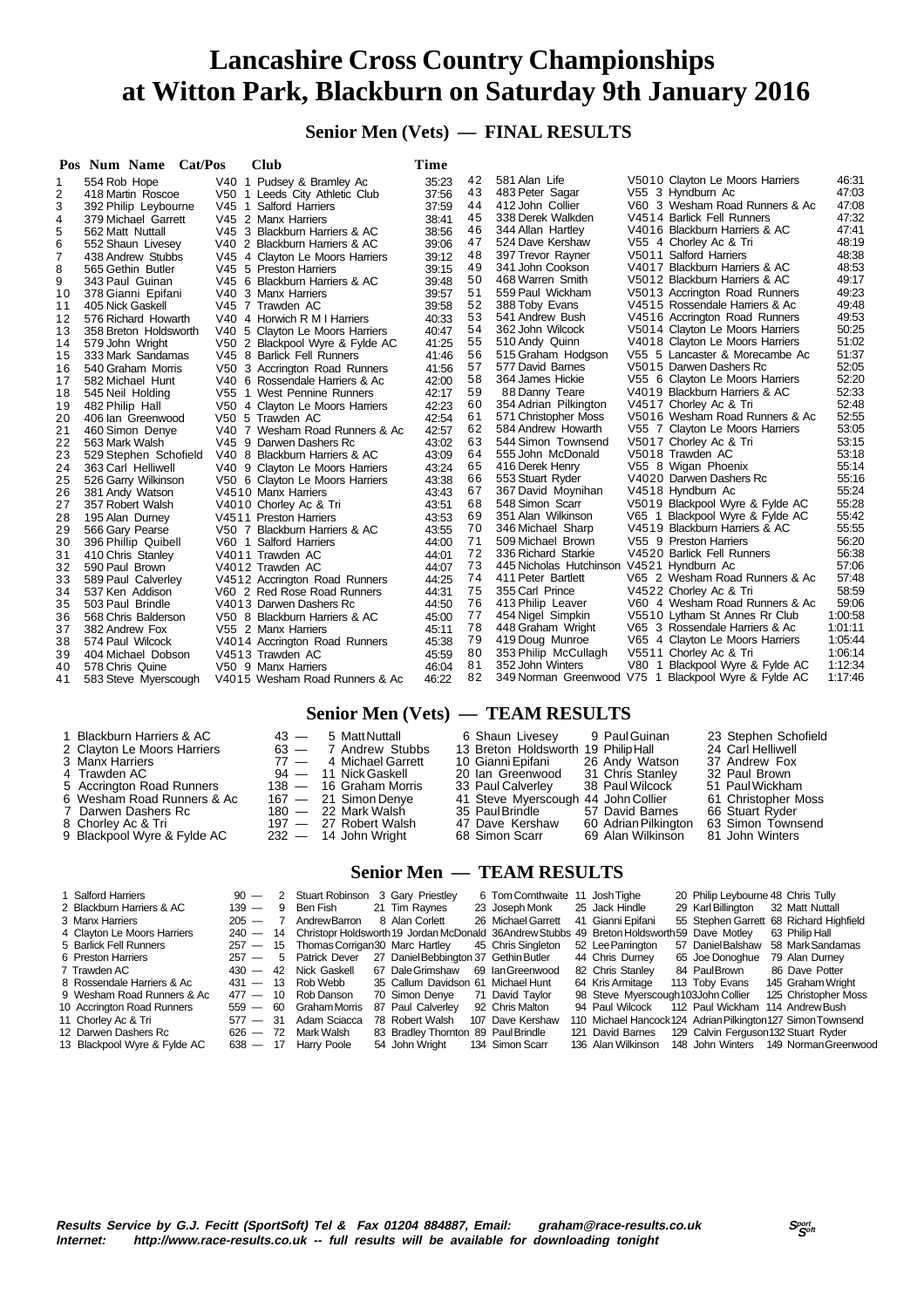# Lancashire Cross Country Championships at Witton Park, Blackburn on Saturday 9th January 2016

## Senior Men (Vets) — FINAL RESULTS

| Pos | Num | Name | Cat/Pos | Club | Time |
|---|---|---|---|---|---|
| 1 | 554 | Rob Hope | V40 1 | Pudsey & Bramley Ac | 35:23 |
| 2 | 418 | Martin Roscoe | V50 1 | Leeds City Athletic Club | 37:56 |
| 3 | 392 | Philip Leybourne | V45 1 | Salford Harriers | 37:59 |
| 4 | 379 | Michael Garrett | V45 2 | Manx Harriers | 38:41 |
| 5 | 562 | Matt Nuttall | V45 3 | Blackburn Harriers & AC | 38:56 |
| 6 | 552 | Shaun Livesey | V40 2 | Blackburn Harriers & AC | 39:06 |
| 7 | 438 | Andrew Stubbs | V45 4 | Clayton Le Moors Harriers | 39:12 |
| 8 | 565 | Gethin Butler | V45 5 | Preston Harriers | 39:15 |
| 9 | 343 | Paul Guinan | V45 6 | Blackburn Harriers & AC | 39:48 |
| 10 | 378 | Gianni Epifani | V40 3 | Manx Harriers | 39:57 |
| 11 | 405 | Nick Gaskell | V45 7 | Trawden AC | 39:58 |
| 12 | 576 | Richard Howarth | V40 4 | Horwich R M I Harriers | 40:33 |
| 13 | 358 | Breton Holdsworth | V40 5 | Clayton Le Moors Harriers | 40:47 |
| 14 | 579 | John Wright | V50 2 | Blackpool Wyre & Fylde AC | 41:25 |
| 15 | 333 | Mark Sandamas | V45 8 | Barlick Fell Runners | 41:46 |
| 16 | 540 | Graham Morris | V50 3 | Accrington Road Runners | 41:56 |
| 17 | 582 | Michael Hunt | V40 6 | Rossendale Harriers & Ac | 42:00 |
| 18 | 545 | Neil Holding | V55 1 | West Pennine Runners | 42:17 |
| 19 | 482 | Philip Hall | V50 4 | Clayton Le Moors Harriers | 42:23 |
| 20 | 406 | Ian Greenwood | V50 5 | Trawden AC | 42:54 |
| 21 | 460 | Simon Denye | V40 7 | Wesham Road Runners & Ac | 42:57 |
| 22 | 563 | Mark Walsh | V45 9 | Darwen Dashers Rc | 43:02 |
| 23 | 529 | Stephen Schofield | V40 8 | Blackburn Harriers & AC | 43:09 |
| 24 | 363 | Carl Helliwell | V40 9 | Clayton Le Moors Harriers | 43:24 |
| 25 | 526 | Garry Wilkinson | V50 6 | Clayton Le Moors Harriers | 43:38 |
| 26 | 381 | Andy Watson | V4510 | Manx Harriers | 43:43 |
| 27 | 357 | Robert Walsh | V4010 | Chorley Ac & Tri | 43:51 |
| 28 | 195 | Alan Durney | V4511 | Preston Harriers | 43:53 |
| 29 | 566 | Gary Pearse | V50 7 | Blackburn Harriers & AC | 43:55 |
| 30 | 396 | Phillip Quibell | V60 1 | Salford Harriers | 44:00 |
| 31 | 410 | Chris Stanley | V4011 | Trawden AC | 44:01 |
| 32 | 590 | Paul Brown | V4012 | Trawden AC | 44:07 |
| 33 | 589 | Paul Calverley | V4512 | Accrington Road Runners | 44:25 |
| 34 | 537 | Ken Addison | V60 2 | Red Rose Road Runners | 44:31 |
| 35 | 503 | Paul Brindle | V4013 | Darwen Dashers Rc | 44:50 |
| 36 | 568 | Chris Balderson | V50 8 | Blackburn Harriers & AC | 45:00 |
| 37 | 382 | Andrew Fox | V55 2 | Manx Harriers | 45:11 |
| 38 | 574 | Paul Wilcock | V4014 | Accrington Road Runners | 45:38 |
| 39 | 404 | Michael Dobson | V4513 | Trawden AC | 45:59 |
| 40 | 578 | Chris Quine | V50 9 | Manx Harriers | 46:04 |
| 41 | 583 | Steve Myerscough | V4015 | Wesham Road Runners & Ac | 46:22 |
| 42 | 581 | Alan Life | V5010 | Clayton Le Moors Harriers | 46:31 |
| 43 | 483 | Peter Sagar | V55 3 | Hyndburn Ac | 47:03 |
| 44 | 412 | John Collier | V60 3 | Wesham Road Runners & Ac | 47:08 |
| 45 | 338 | Derek Walkden | V4514 | Barlick Fell Runners | 47:32 |
| 46 | 344 | Allan Hartley | V4016 | Blackburn Harriers & AC | 47:41 |
| 47 | 524 | Dave Kershaw | V55 4 | Chorley Ac & Tri | 48:19 |
| 48 | 397 | Trevor Rayner | V5011 | Salford Harriers | 48:38 |
| 49 | 341 | John Cookson | V4017 | Blackburn Harriers & AC | 48:53 |
| 50 | 468 | Warren Smith | V5012 | Blackburn Harriers & AC | 49:17 |
| 51 | 559 | Paul Wickham | V5013 | Accrington Road Runners | 49:23 |
| 52 | 388 | Toby Evans | V4515 | Rossendale Harriers & Ac | 49:48 |
| 53 | 541 | Andrew Bush | V4516 | Accrington Road Runners | 49:53 |
| 54 | 362 | John Wilcock | V5014 | Clayton Le Moors Harriers | 50:25 |
| 55 | 510 | Andy Quinn | V4018 | Clayton Le Moors Harriers | 51:02 |
| 56 | 515 | Graham Hodgson | V55 5 | Lancaster & Morecambe Ac | 51:37 |
| 57 | 577 | David Barnes | V5015 | Darwen Dashers Rc | 52:05 |
| 58 | 364 | James Hickie | V55 6 | Clayton Le Moors Harriers | 52:20 |
| 59 | 88 | Danny Teare | V4019 | Blackburn Harriers & AC | 52:33 |
| 60 | 354 | Adrian Pilkington | V4517 | Chorley Ac & Tri | 52:48 |
| 61 | 571 | Christopher Moss | V5016 | Wesham Road Runners & Ac | 52:55 |
| 62 | 584 | Andrew Howarth | V55 7 | Clayton Le Moors Harriers | 53:05 |
| 63 | 544 | Simon Townsend | V5017 | Chorley Ac & Tri | 53:15 |
| 64 | 555 | John McDonald | V5018 | Trawden AC | 53:18 |
| 65 | 416 | Derek Henry | V55 8 | Wigan Phoenix | 55:14 |
| 66 | 553 | Stuart Ryder | V4020 | Darwen Dashers Rc | 55:16 |
| 67 | 367 | David Moynihan | V4518 | Hyndburn Ac | 55:24 |
| 68 | 548 | Simon Scarr | V5019 | Blackpool Wyre & Fylde AC | 55:28 |
| 69 | 351 | Alan Wilkinson | V65 1 | Blackpool Wyre & Fylde AC | 55:42 |
| 70 | 346 | Michael Sharp | V4519 | Blackburn Harriers & AC | 55:55 |
| 71 | 509 | Michael Brown | V55 9 | Preston Harriers | 56:20 |
| 72 | 336 | Richard Starkie | V4520 | Barlick Fell Runners | 56:38 |
| 73 | 445 | Nicholas Hutchinson | V4521 | Hyndburn Ac | 57:06 |
| 74 | 411 | Peter Bartlett | V65 2 | Wesham Road Runners & Ac | 57:48 |
| 75 | 355 | Carl Prince | V4522 | Chorley Ac & Tri | 58:59 |
| 76 | 413 | Philip Leaver | V60 4 | Wesham Road Runners & Ac | 59:06 |
| 77 | 454 | Nigel Simpkin | V5510 | Lytham St Annes Rr Club | 1:00:58 |
| 78 | 448 | Graham Wright | V65 3 | Rossendale Harriers & Ac | 1:01:11 |
| 79 | 419 | Doug Munroe | V65 4 | Clayton Le Moors Harriers | 1:05:44 |
| 80 | 353 | Philip McCullagh | V5511 | Chorley Ac & Tri | 1:06:14 |
| 81 | 352 | John Winters | V80 1 | Blackpool Wyre & Fylde AC | 1:12:34 |
| 82 | 349 | Norman Greenwood | V75 1 | Blackpool Wyre & Fylde AC | 1:17:46 |

## Senior Men (Vets) — TEAM RESULTS

| Pos | Team | Pts | | | | | |
|---|---|---|---|---|---|---|---|
| 1 | Blackburn Harriers & AC | 43 | 5 Matt Nuttall | 6 Shaun Livesey | 9 Paul Guinan | 23 Stephen Schofield |
| 2 | Clayton Le Moors Harriers | 63 | 7 Andrew Stubbs | 13 Breton Holdsworth | 19 Philip Hall | 24 Carl Helliwell |
| 3 | Manx Harriers | 77 | 4 Michael Garrett | 10 Gianni Epifani | 26 Andy Watson | 37 Andrew Fox |
| 4 | Trawden AC | 94 | 11 Nick Gaskell | 20 Ian Greenwood | 31 Chris Stanley | 32 Paul Brown |
| 5 | Accrington Road Runners | 138 | 16 Graham Morris | 33 Paul Calverley | 38 Paul Wilcock | 51 Paul Wickham |
| 6 | Wesham Road Runners & Ac | 167 | 21 Simon Denye | 41 Steve Myerscough | 44 John Collier | 61 Christopher Moss |
| 7 | Darwen Dashers Rc | 180 | 22 Mark Walsh | 35 Paul Brindle | 57 David Barnes | 66 Stuart Ryder |
| 8 | Chorley Ac & Tri | 197 | 27 Robert Walsh | 47 Dave Kershaw | 60 Adrian Pilkington | 63 Simon Townsend |
| 9 | Blackpool Wyre & Fylde AC | 232 | 14 John Wright | 68 Simon Scarr | 69 Alan Wilkinson | 81 John Winters |

## Senior Men — TEAM RESULTS

| Pos | Team | Pts | | | | | | |
|---|---|---|---|---|---|---|---|---|
| 1 | Salford Harriers | 90 | 2 Stuart Robinson | 3 Gary Priestley | 6 Tom Cornthwaite | 11 Josh Tighe | 20 Philip Leybourne | 48 Chris Tully |
| 2 | Blackburn Harriers & AC | 139 | 9 Ben Fish | 21 Tim Raynes | 23 Joseph Monk | 25 Jack Hindle | 29 Karl Billington | 32 Matt Nuttall |
| 3 | Manx Harriers | 205 | 7 Andrew Barron | 8 Alan Corlett | 26 Michael Garrett | 41 Gianni Epifani | 55 Stephen Garrett | 68 Richard Highfield |
| 4 | Clayton Le Moors Harriers | 240 | 14 Christopr Holdsworth | 19 Jordan McDonald | 36 Andrew Stubbs | 49 Breton Holdsworth | 59 Dave Motley | 63 Philip Hall |
| 5 | Barlick Fell Runners | 257 | 15 Thomas Corrigan | 30 Marc Hartley | 45 Chris Singleton | 52 Lee Parrington | 57 Daniel Balshaw | 58 Mark Sandamas |
| 6 | Preston Harriers | 257 | 5 Patrick Dever | 27 Daniel Bebbington | 37 Gethin Butler | 44 Chris Durney | 65 Joe Donoghue | 79 Alan Durney |
| 7 | Trawden AC | 430 | 42 Nick Gaskell | 67 Dale Grimshaw | 69 Ian Greenwood | 82 Chris Stanley | 84 Paul Brown | 86 Dave Potter |
| 8 | Rossendale Harriers & Ac | 431 | 13 Rob Webb | 35 Callum Davidson | 61 Michael Hunt | 64 Kris Armitage | 113 Toby Evans | 145 Graham Wright |
| 9 | Wesham Road Runners & Ac | 477 | 10 Rob Danson | 70 Simon Denye | 71 David Taylor | 98 Steve Myerscough | 103 John Collier | 125 Christopher Moss |
| 10 | Accrington Road Runners | 559 | 60 Graham Morris | 87 Paul Calverley | 92 Chris Malton | 94 Paul Wilcock | 112 Paul Wickham | 114 Andrew Bush |
| 11 | Chorley Ac & Tri | 577 | 31 Adam Sciacca | 78 Robert Walsh | 107 Dave Kershaw | 110 Michael Hancock | 124 Adrian Pilkington | 127 Simon Townsend |
| 12 | Darwen Dashers Rc | 626 | 72 Mark Walsh | 83 Bradley Thornton | 89 Paul Brindle | 121 David Barnes | 129 Calvin Ferguson | 132 Stuart Ryder |
| 13 | Blackpool Wyre & Fylde AC | 638 | 17 Harry Poole | 54 John Wright | 134 Simon Scarr | 136 Alan Wilkinson | 148 John Winters | 149 Norman Greenwood |

***Results Service by G.J. Fecitt (SportSoft) Tel & Fax 01204 884887, Email: graham@race-results.co.uk***
***Internet: http://www.race-results.co.uk -- full results will be available for downloading tonight***